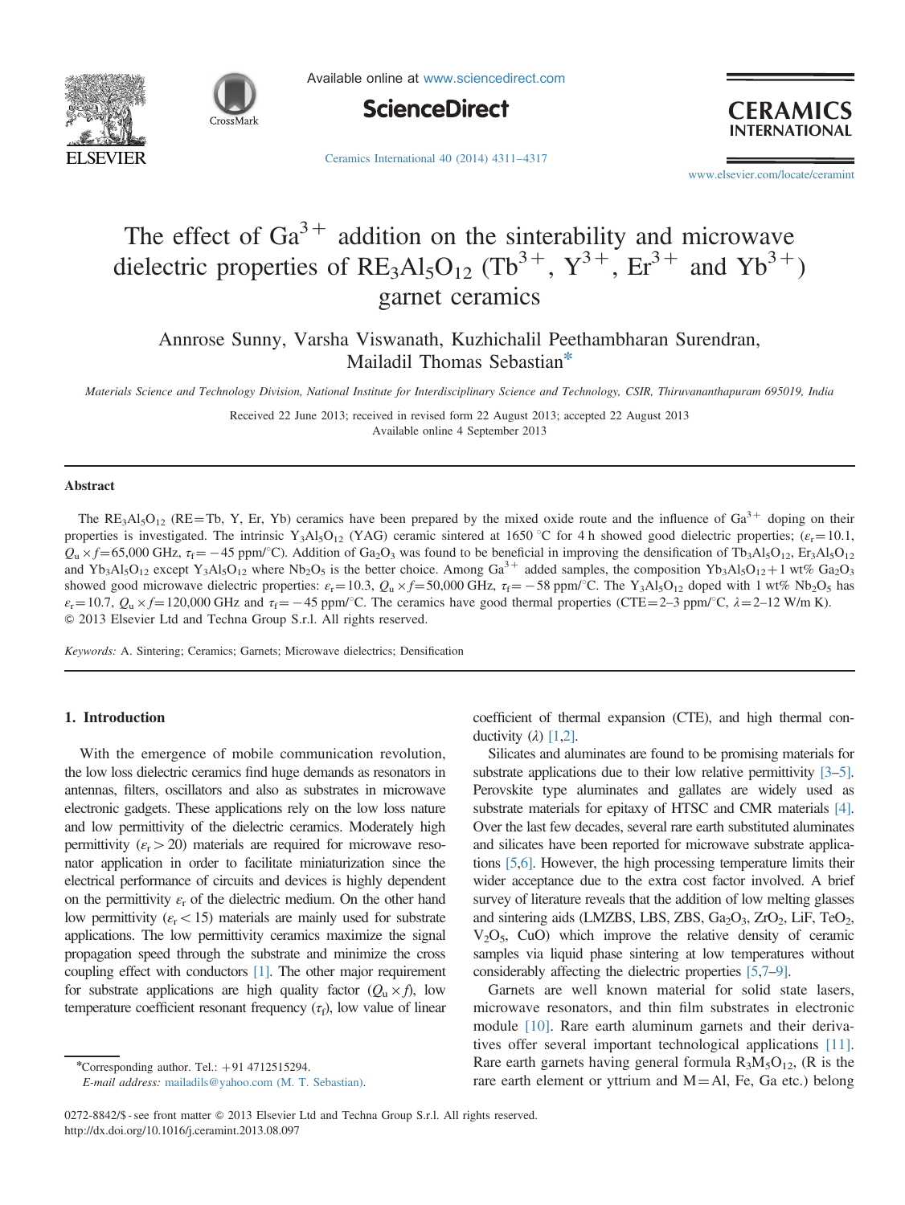# The effect of $Ga^{3+}$ addition on the sinterability and microwave dielectric properties of $RE_3Al_5O_{12}$ ($Tb^{3+}$, $Y^{3+}$, $Er^{3+}$ and $Yb^{3+}$) garnet ceramics

Annrose Sunny, Varsha Viswanath, Kuzhichalil Peethambharan Surendran, Mailadil Thomas Sebastian*

*Materials Science and Technology Division, National Institute for Interdisciplinary Science and Technology, CSIR, Thiruvananthapuram 695019, India*

Received 22 June 2013; received in revised form 22 August 2013; accepted 22 August 2013
Available online 4 September 2013

## Abstract

The $RE_3Al_5O_{12}$ (RE=Tb, Y, Er, Yb) ceramics have been prepared by the mixed oxide route and the influence of $Ga^{3+}$ doping on their properties is investigated. The intrinsic $Y_3Al_5O_{12}$ (YAG) ceramic sintered at 1650 °C for 4 h showed good dielectric properties; ($\varepsilon_r=10.1$, $Q_u \times f=65{,}000$ GHz, $\tau_f=-45$ ppm/°C). Addition of $Ga_2O_3$ was found to be beneficial in improving the densification of $Tb_3Al_5O_{12}$, $Er_3Al_5O_{12}$ and $Yb_3Al_5O_{12}$ except $Y_3Al_5O_{12}$ where $Nb_2O_5$ is the better choice. Among $Ga^{3+}$ added samples, the composition $Yb_3Al_5O_{12}+1$ wt% $Ga_2O_3$ showed good microwave dielectric properties: $\varepsilon_r=10.3$, $Q_u \times f=50{,}000$ GHz, $\tau_f=-58$ ppm/°C. The $Y_3Al_5O_{12}$ doped with 1 wt% $Nb_2O_5$ has $\varepsilon_r=10.7$, $Q_u \times f=120{,}000$ GHz and $\tau_f=-45$ ppm/°C. The ceramics have good thermal properties (CTE=2–3 ppm/°C, $\lambda=2$–12 W/m K).
© 2013 Elsevier Ltd and Techna Group S.r.l. All rights reserved.

*Keywords:* A. Sintering; Ceramics; Garnets; Microwave dielectrics; Densification

## 1. Introduction

With the emergence of mobile communication revolution, the low loss dielectric ceramics find huge demands as resonators in antennas, filters, oscillators and also as substrates in microwave electronic gadgets. These applications rely on the low loss nature and low permittivity of the dielectric ceramics. Moderately high permittivity ($\varepsilon_r > 20$) materials are required for microwave resonator application in order to facilitate miniaturization since the electrical performance of circuits and devices is highly dependent on the permittivity $\varepsilon_r$ of the dielectric medium. On the other hand low permittivity ($\varepsilon_r < 15$) materials are mainly used for substrate applications. The low permittivity ceramics maximize the signal propagation speed through the substrate and minimize the cross coupling effect with conductors [1]. The other major requirement for substrate applications are high quality factor ($Q_u \times f$), low temperature coefficient resonant frequency ($\tau_f$), low value of linear coefficient of thermal expansion (CTE), and high thermal conductivity ($\lambda$) [1,2].

Silicates and aluminates are found to be promising materials for substrate applications due to their low relative permittivity [3–5]. Perovskite type aluminates and gallates are widely used as substrate materials for epitaxy of HTSC and CMR materials [4]. Over the last few decades, several rare earth substituted aluminates and silicates have been reported for microwave substrate applications [5,6]. However, the high processing temperature limits their wider acceptance due to the extra cost factor involved. A brief survey of literature reveals that the addition of low melting glasses and sintering aids (LMZBS, LBS, ZBS, $Ga_2O_3$, $ZrO_2$, LiF, $TeO_2$, $V_2O_5$, CuO) which improve the relative density of ceramic samples via liquid phase sintering at low temperatures without considerably affecting the dielectric properties [5,7–9].

Garnets are well known material for solid state lasers, microwave resonators, and thin film substrates in electronic module [10]. Rare earth aluminum garnets and their derivatives offer several important technological applications [11]. Rare earth garnets having general formula $R_3M_5O_{12}$, (R is the rare earth element or yttrium and M=Al, Fe, Ga etc.) belong

*Corresponding author. Tel.: +91 4712515294.
E-mail address: mailadils@yahoo.com (M. T. Sebastian).

0272-8842/$ - see front matter © 2013 Elsevier Ltd and Techna Group S.r.l. All rights reserved.
http://dx.doi.org/10.1016/j.ceramint.2013.08.097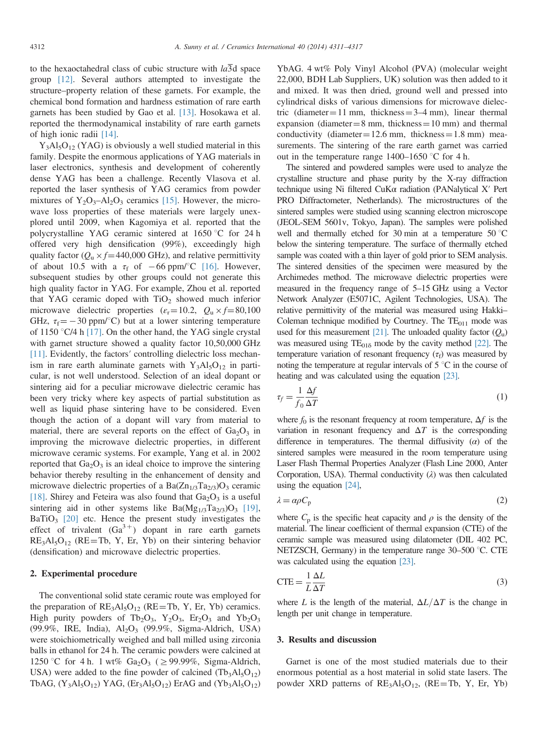to the hexaoctahedral class of cubic structure with $Ia\bar{3}d$ space group [12]. Several authors attempted to investigate the structure–property relation of these garnets. For example, the chemical bond formation and hardness estimation of rare earth garnets has been studied by Gao et al. [13]. Hosokawa et al. reported the thermodynamical instability of rare earth garnets of high ionic radii [14].

$Y_3Al_5O_{12}$ (YAG) is obviously a well studied material in this family. Despite the enormous applications of YAG materials in laser electronics, synthesis and development of coherently dense YAG has been a challenge. Recently Vlasova et al. reported the laser synthesis of YAG ceramics from powder mixtures of $Y_2O_3$–$Al_2O_3$ ceramics [15]. However, the microwave loss properties of these materials were largely unexplored until 2009, when Kagomiya et al. reported that the polycrystalline YAG ceramic sintered at 1650 °C for 24 h offered very high densification (99%), exceedingly high quality factor ($Q_u \times f$=440,000 GHz), and relative permittivity of about 10.5 with a $\tau_f$ of −66 ppm/°C [16]. However, subsequent studies by other groups could not generate this high quality factor in YAG. For example, Zhou et al. reported that YAG ceramic doped with $TiO_2$ showed much inferior microwave dielectric properties ($\varepsilon_r$=10.2, $Q_u \times f$=80,100 GHz, $\tau_f$=−30 ppm/°C) but at a lower sintering temperature of 1150 °C/4 h [17]. On the other hand, the YAG single crystal with garnet structure showed a quality factor 10,50,000 GHz [11]. Evidently, the factors' controlling dielectric loss mechanism in rare earth aluminate garnets with $Y_3Al_5O_{12}$ in particular, is not well understood. Selection of an ideal dopant or sintering aid for a peculiar microwave dielectric ceramic has been very tricky where key aspects of partial substitution as well as liquid phase sintering have to be considered. Even though the action of a dopant will vary from material to material, there are several reports on the effect of $Ga_2O_3$ in improving the microwave dielectric properties, in different microwave ceramic systems. For example, Yang et al. in 2002 reported that $Ga_2O_3$ is an ideal choice to improve the sintering behavior thereby resulting in the enhancement of density and microwave dielectric properties of a $Ba(Zn_{1/3}Ta_{2/3})O_3$ ceramic [18]. Shirey and Feteira was also found that $Ga_2O_3$ is a useful sintering aid in other systems like $Ba(Mg_{1/3}Ta_{2/3})O_3$ [19], $BaTiO_3$ [20] etc. Hence the present study investigates the effect of trivalent ($Ga^{3+}$) dopant in rare earth garnets $RE_3Al_5O_{12}$ (RE=Tb, Y, Er, Yb) on their sintering behavior (densification) and microwave dielectric properties.

## 2. Experimental procedure

The conventional solid state ceramic route was employed for the preparation of $RE_3Al_5O_{12}$ (RE=Tb, Y, Er, Yb) ceramics. High purity powders of $Tb_2O_3$, $Y_2O_3$, $Er_2O_3$ and $Yb_2O_3$ (99.9%, IRE, India), $Al_2O_3$ (99.9%, Sigma-Aldrich, USA) were stoichiometrically weighed and ball milled using zirconia balls in ethanol for 24 h. The ceramic powders were calcined at 1250 °C for 4 h. 1 wt% $Ga_2O_3$ (≥99.99%, Sigma-Aldrich, USA) were added to the fine powder of calcined ($Tb_3Al_5O_{12}$) TbAG, ($Y_3Al_5O_{12}$) YAG, ($Er_3Al_5O_{12}$) ErAG and ($Yb_3Al_5O_{12}$) YbAG. 4 wt% Poly Vinyl Alcohol (PVA) (molecular weight 22,000, BDH Lab Suppliers, UK) solution was then added to it and mixed. It was then dried, ground well and pressed into cylindrical disks of various dimensions for microwave dielectric (diameter=11 mm, thickness=3–4 mm), linear thermal expansion (diameter=8 mm, thickness=10 mm) and thermal conductivity (diameter=12.6 mm, thickness=1.8 mm) measurements. The sintering of the rare earth garnet was carried out in the temperature range 1400–1650 °C for 4 h.

The sintered and powdered samples were used to analyze the crystalline structure and phase purity by the X-ray diffraction technique using Ni filtered CuKα radiation (PANalytical X′ Pert PRO Diffractometer, Netherlands). The microstructures of the sintered samples were studied using scanning electron microscope (JEOL-SEM 5601v, Tokyo, Japan). The samples were polished well and thermally etched for 30 min at a temperature 50 °C below the sintering temperature. The surface of thermally etched sample was coated with a thin layer of gold prior to SEM analysis. The sintered densities of the specimen were measured by the Archimedes method. The microwave dielectric properties were measured in the frequency range of 5–15 GHz using a Vector Network Analyzer (E5071C, Agilent Technologies, USA). The relative permittivity of the material was measured using Hakki–Coleman technique modified by Courtney. The $TE_{011}$ mode was used for this measurement [21]. The unloaded quality factor ($Q_u$) was measured using $TE_{01\delta}$ mode by the cavity method [22]. The temperature variation of resonant frequency ($\tau_f$) was measured by noting the temperature at regular intervals of 5 °C in the course of heating and was calculated using the equation [23].

$$\tau_f = \frac{1}{f_0}\frac{\Delta f}{\Delta T} \tag{1}$$

where $f_0$ is the resonant frequency at room temperature, $\Delta f$ is the variation in resonant frequency and $\Delta T$ is the corresponding difference in temperatures. The thermal diffusivity ($\alpha$) of the sintered samples were measured in the room temperature using Laser Flash Thermal Properties Analyzer (Flash Line 2000, Anter Corporation, USA). Thermal conductivity ($\lambda$) was then calculated using the equation [24],

$$\lambda = \alpha \rho C_p \tag{2}$$

where $C_p$ is the specific heat capacity and $\rho$ is the density of the material. The linear coefficient of thermal expansion (CTE) of the ceramic sample was measured using dilatometer (DIL 402 PC, NETZSCH, Germany) in the temperature range 30–500 °C. CTE was calculated using the equation [23].

$$\mathrm{CTE} = \frac{1}{L}\frac{\Delta L}{\Delta T} \tag{3}$$

where $L$ is the length of the material, $\Delta L/\Delta T$ is the change in length per unit change in temperature.

## 3. Results and discussion

Garnet is one of the most studied materials due to their enormous potential as a host material in solid state lasers. The powder XRD patterns of $RE_3Al_5O_{12}$, (RE=Tb, Y, Er, Yb)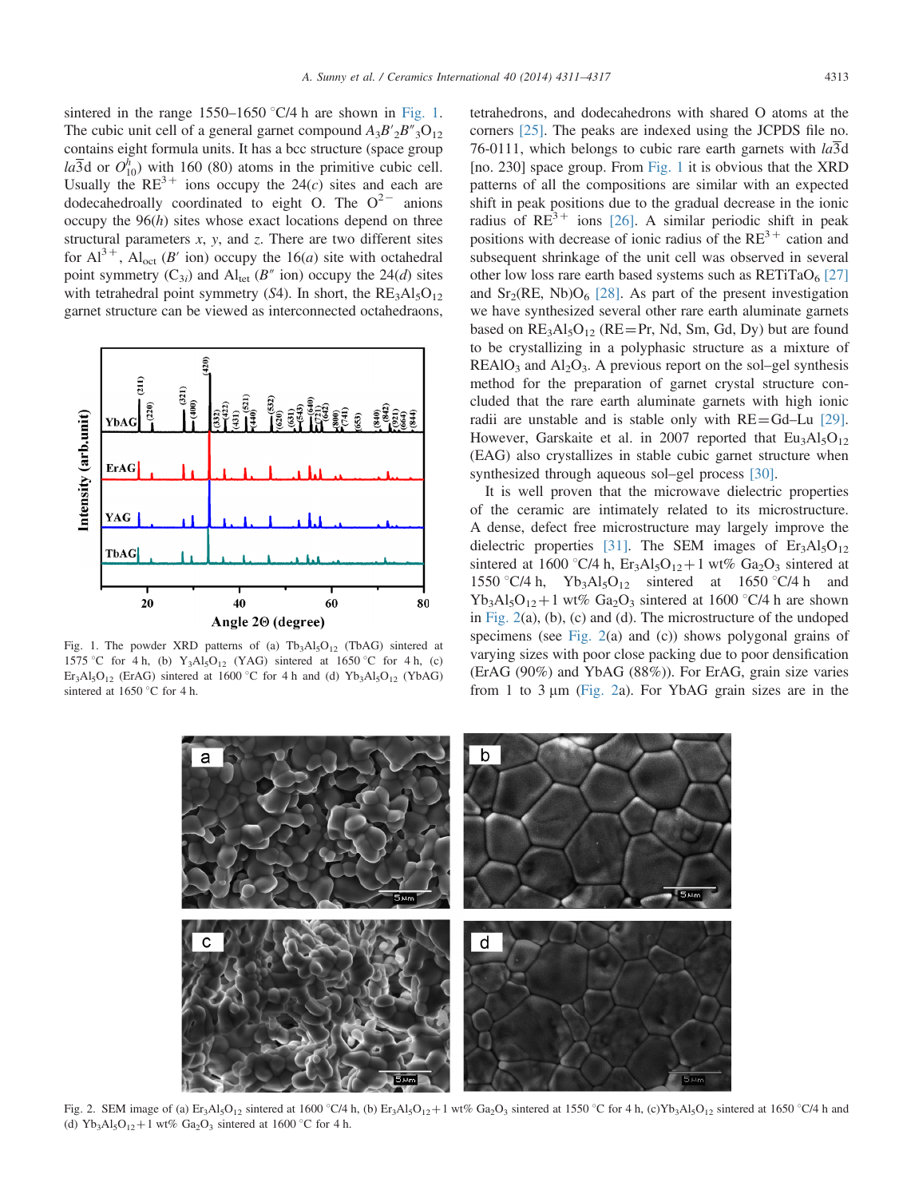sintered in the range 1550–1650 °C/4 h are shown in Fig. 1. The cubic unit cell of a general garnet compound $A_3B'_2B''_3O_{12}$ contains eight formula units. It has a bcc structure (space group $Ia\bar{3}d$ or $O^h_{10}$) with 160 (80) atoms in the primitive cubic cell. Usually the $RE^{3+}$ ions occupy the 24(*c*) sites and each are dodecahedroally coordinated to eight O. The $O^{2-}$ anions occupy the 96(*h*) sites whose exact locations depend on three structural parameters *x*, *y*, and *z*. There are two different sites for $Al^{3+}$, $Al_{oct}$ ($B'$ ion) occupy the 16(*a*) site with octahedral point symmetry ($C_{3i}$) and $Al_{tet}$ ($B''$ ion) occupy the 24(*d*) sites with tetrahedral point symmetry (*S*4). In short, the $RE_3Al_5O_{12}$ garnet structure can be viewed as interconnected octahedraons, tetrahedrons, and dodecahedrons with shared O atoms at the corners [25]. The peaks are indexed using the JCPDS file no. 76-0111, which belongs to cubic rare earth garnets with $Ia\bar{3}d$ [no. 230] space group. From Fig. 1 it is obvious that the XRD patterns of all the compositions are similar with an expected shift in peak positions due to the gradual decrease in the ionic radius of $RE^{3+}$ ions [26]. A similar periodic shift in peak positions with decrease of ionic radius of the $RE^{3+}$ cation and subsequent shrinkage of the unit cell was observed in several other low loss rare earth based systems such as $RETiTaO_6$ [27] and $Sr_2(RE, Nb)O_6$ [28]. As part of the present investigation we have synthesized several other rare earth aluminate garnets based on $RE_3Al_5O_{12}$ (RE=Pr, Nd, Sm, Gd, Dy) but are found to be crystallizing in a polyphasic structure as a mixture of $REAlO_3$ and $Al_2O_3$. A previous report on the sol–gel synthesis method for the preparation of garnet crystal structure concluded that the rare earth aluminate garnets with high ionic radii are unstable and is stable only with RE=Gd–Lu [29]. However, Garskaite et al. in 2007 reported that $Eu_3Al_5O_{12}$ (EAG) also crystallizes in stable cubic garnet structure when synthesized through aqueous sol–gel process [30].

Fig. 1. The powder XRD patterns of (a) $Tb_3Al_5O_{12}$ (TbAG) sintered at 1575 °C for 4 h, (b) $Y_3Al_5O_{12}$ (YAG) sintered at 1650 °C for 4 h, (c) $Er_3Al_5O_{12}$ (ErAG) sintered at 1600 °C for 4 h and (d) $Yb_3Al_5O_{12}$ (YbAG) sintered at 1650 °C for 4 h.

It is well proven that the microwave dielectric properties of the ceramic are intimately related to its microstructure. A dense, defect free microstructure may largely improve the dielectric properties [31]. The SEM images of $Er_3Al_5O_{12}$ sintered at 1600 °C/4 h, $Er_3Al_5O_{12}$+1 wt% $Ga_2O_3$ sintered at 1550 °C/4 h, $Yb_3Al_5O_{12}$ sintered at 1650 °C/4 h and $Yb_3Al_5O_{12}$+1 wt% $Ga_2O_3$ sintered at 1600 °C/4 h are shown in Fig. 2(a), (b), (c) and (d). The microstructure of the undoped specimens (see Fig. 2(a) and (c)) shows polygonal grains of varying sizes with poor close packing due to poor densification (ErAG (90%) and YbAG (88%)). For ErAG, grain size varies from 1 to 3 μm (Fig. 2a). For YbAG grain sizes are in the

Fig. 2. SEM image of (a) $Er_3Al_5O_{12}$ sintered at 1600 °C/4 h, (b) $Er_3Al_5O_{12}$+1 wt% $Ga_2O_3$ sintered at 1550 °C for 4 h, (c) $Yb_3Al_5O_{12}$ sintered at 1650 °C/4 h and (d) $Yb_3Al_5O_{12}$+1 wt% $Ga_2O_3$ sintered at 1600 °C for 4 h.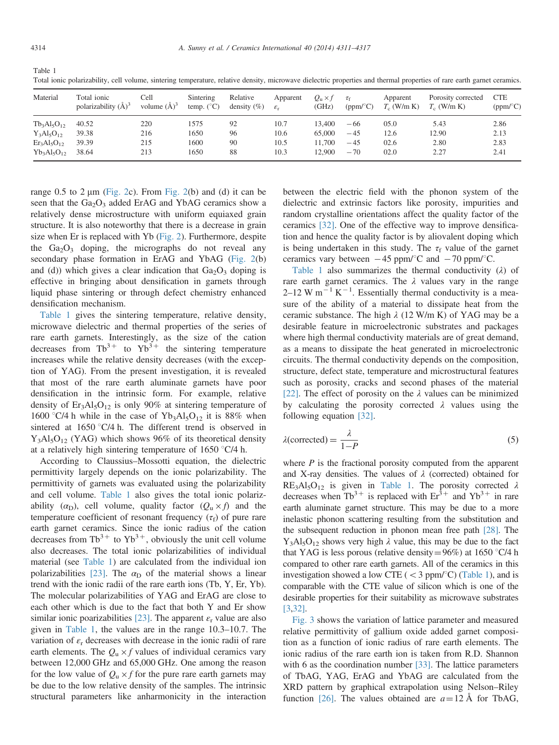Table 1
Total ionic polarizability, cell volume, sintering temperature, relative density, microwave dielectric properties and thermal properties of rare earth garnet ceramics.

| Material | Total ionic polarizability (Å)$^3$ | Cell volume (Å)$^3$ | Sintering temp. (°C) | Relative density (%) | Apparent $\varepsilon_r$ | $Q_u \times f$ (GHz) | $\tau_f$ (ppm/°C) | Apparent $T_c$ (W/m K) | Porosity corrected $T_c$ (W/m K) | CTE (ppm/°C) |
|---|---|---|---|---|---|---|---|---|---|---|
| $Tb_3Al_5O_{12}$ | 40.52 | 220 | 1575 | 92 | 10.7 | 13,400 | −66 | 05.0 | 5.43 | 2.86 |
| $Y_3Al_5O_{12}$ | 39.38 | 216 | 1650 | 96 | 10.6 | 65,000 | −45 | 12.6 | 12.90 | 2.13 |
| $Er_3Al_5O_{12}$ | 39.39 | 215 | 1600 | 90 | 10.5 | 11,700 | −45 | 02.6 | 2.80 | 2.83 |
| $Yb_3Al_5O_{12}$ | 38.64 | 213 | 1650 | 88 | 10.3 | 12,900 | −70 | 02.0 | 2.27 | 2.41 |

range 0.5 to 2 μm (Fig. 2c). From Fig. 2(b) and (d) it can be seen that the $Ga_2O_3$ added ErAG and YbAG ceramics show a relatively dense microstructure with uniform equiaxed grain structure. It is also noteworthy that there is a decrease in grain size when Er is replaced with Yb (Fig. 2). Furthermore, despite the $Ga_2O_3$ doping, the micrographs do not reveal any secondary phase formation in ErAG and YbAG (Fig. 2(b) and (d)) which gives a clear indication that $Ga_2O_3$ doping is effective in bringing about densification in garnets through liquid phase sintering or through defect chemistry enhanced densification mechanism.

Table 1 gives the sintering temperature, relative density, microwave dielectric and thermal properties of the series of rare earth garnets. Interestingly, as the size of the cation decreases from $Tb^{3+}$ to $Yb^{3+}$ the sintering temperature increases while the relative density decreases (with the exception of YAG). From the present investigation, it is revealed that most of the rare earth aluminate garnets have poor densification in the intrinsic form. For example, relative density of $Er_3Al_5O_{12}$ is only 90% at sintering temperature of 1600 °C/4 h while in the case of $Yb_3Al_5O_{12}$ it is 88% when sintered at 1650 °C/4 h. The different trend is observed in $Y_3Al_5O_{12}$ (YAG) which shows 96% of its theoretical density at a relatively high sintering temperature of 1650 °C/4 h.

According to Claussius–Mossotti equation, the dielectric permittivity largely depends on the ionic polarizability. The permittivity of garnets was evaluated using the polarizability and cell volume. Table 1 also gives the total ionic polarizability ($\alpha_D$), cell volume, quality factor ($Q_u \times f$) and the temperature coefficient of resonant frequency ($\tau_f$) of pure rare earth garnet ceramics. Since the ionic radius of the cation decreases from $Tb^{3+}$ to $Yb^{3+}$, obviously the unit cell volume also decreases. The total ionic polarizabilities of individual material (see Table 1) are calculated from the individual ion polarizabilities [23]. The $\alpha_D$ of the material shows a linear trend with the ionic radii of the rare earth ions (Tb, Y, Er, Yb). The molecular polarizabilities of YAG and ErAG are close to each other which is due to the fact that both Y and Er show similar ionic poarizabilities [23]. The apparent $\varepsilon_r$ value are also given in Table 1, the values are in the range 10.3–10.7. The variation of $\varepsilon_r$ decreases with decrease in the ionic radii of rare earth elements. The $Q_u \times f$ values of individual ceramics vary between 12,000 GHz and 65,000 GHz. One among the reason for the low value of $Q_u \times f$ for the pure rare earth garnets may be due to the low relative density of the samples. The intrinsic structural parameters like anharmonicity in the interaction between the electric field with the phonon system of the dielectric and extrinsic factors like porosity, impurities and random crystalline orientations affect the quality factor of the ceramics [32]. One of the effective way to improve densification and hence the quality factor is by aliovalent doping which is being undertaken in this study. The $\tau_f$ value of the garnet ceramics vary between −45 ppm/°C and −70 ppm/°C.

Table 1 also summarizes the thermal conductivity ($\lambda$) of rare earth garnet ceramics. The $\lambda$ values vary in the range 2–12 W m$^{-1}$ K$^{-1}$. Essentially thermal conductivity is a measure of the ability of a material to dissipate heat from the ceramic substance. The high $\lambda$ (12 W/m K) of YAG may be a desirable feature in microelectronic substrates and packages where high thermal conductivity materials are of great demand, as a means to dissipate the heat generated in microelectronic circuits. The thermal conductivity depends on the composition, structure, defect state, temperature and microstructural features such as porosity, cracks and second phases of the material [22]. The effect of porosity on the $\lambda$ values can be minimized by calculating the porosity corrected $\lambda$ values using the following equation [32].

$$\lambda(\text{corrected}) = \frac{\lambda}{1-P} \tag{5}$$

where $P$ is the fractional porosity computed from the apparent and X-ray densities. The values of $\lambda$ (corrected) obtained for $RE_3Al_5O_{12}$ is given in Table 1. The porosity corrected $\lambda$ decreases when $Tb^{3+}$ is replaced with $Er^{3+}$ and $Yb^{3+}$ in rare earth aluminate garnet structure. This may be due to a more inelastic phonon scattering resulting from the substitution and the subsequent reduction in phonon mean free path [28]. The $Y_3Al_5O_{12}$ shows very high $\lambda$ value, this may be due to the fact that YAG is less porous (relative density = 96%) at 1650 °C/4 h compared to other rare earth garnets. All of the ceramics in this investigation showed a low CTE (< 3 ppm/°C) (Table 1), and is comparable with the CTE value of silicon which is one of the desirable properties for their suitability as microwave substrates [3,32].

Fig. 3 shows the variation of lattice parameter and measured relative permittivity of gallium oxide added garnet composition as a function of ionic radius of rare earth elements. The ionic radius of the rare earth ion is taken from R.D. Shannon with 6 as the coordination number [33]. The lattice parameters of TbAG, YAG, ErAG and YbAG are calculated from the XRD pattern by graphical extrapolation using Nelson–Riley function [26]. The values obtained are $a = 12$ Å for TbAG,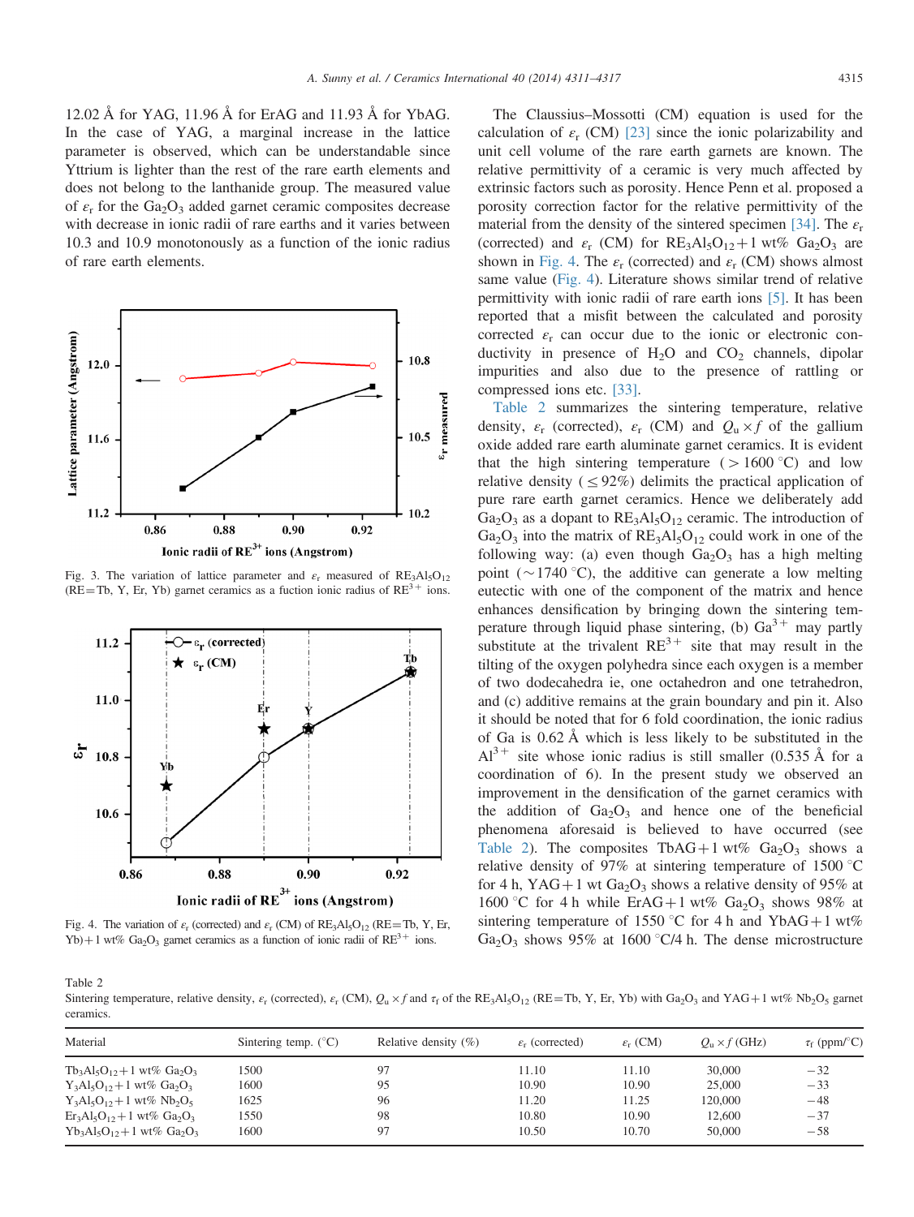12.02 Å for YAG, 11.96 Å for ErAG and 11.93 Å for YbAG. In the case of YAG, a marginal increase in the lattice parameter is observed, which can be understandable since Yttrium is lighter than the rest of the rare earth elements and does not belong to the lanthanide group. The measured value of $\varepsilon_r$ for the $Ga_2O_3$ added garnet ceramic composites decrease with decrease in ionic radii of rare earths and it varies between 10.3 and 10.9 monotonously as a function of the ionic radius of rare earth elements.

Fig. 3. The variation of lattice parameter and $\varepsilon_r$ measured of $RE_3Al_5O_{12}$ (RE=Tb, Y, Er, Yb) garnet ceramics as a fuction ionic radius of $RE^{3+}$ ions.

Fig. 4. The variation of $\varepsilon_r$ (corrected) and $\varepsilon_r$ (CM) of $RE_3Al_5O_{12}$ (RE=Tb, Y, Er, Yb)+1 wt% $Ga_2O_3$ garnet ceramics as a function of ionic radii of $RE^{3+}$ ions.

The Claussius–Mossotti (CM) equation is used for the calculation of $\varepsilon_r$ (CM) [23] since the ionic polarizability and unit cell volume of the rare earth garnets are known. The relative permittivity of a ceramic is very much affected by extrinsic factors such as porosity. Hence Penn et al. proposed a porosity correction factor for the relative permittivity of the material from the density of the sintered specimen [34]. The $\varepsilon_r$ (corrected) and $\varepsilon_r$ (CM) for $RE_3Al_5O_{12}$+1 wt% $Ga_2O_3$ are shown in Fig. 4. The $\varepsilon_r$ (corrected) and $\varepsilon_r$ (CM) shows almost same value (Fig. 4). Literature shows similar trend of relative permittivity with ionic radii of rare earth ions [5]. It has been reported that a misfit between the calculated and porosity corrected $\varepsilon_r$ can occur due to the ionic or electronic conductivity in presence of $H_2O$ and $CO_2$ channels, dipolar impurities and also due to the presence of rattling or compressed ions etc. [33].

Table 2 summarizes the sintering temperature, relative density, $\varepsilon_r$ (corrected), $\varepsilon_r$ (CM) and $Q_u \times f$ of the gallium oxide added rare earth aluminate garnet ceramics. It is evident that the high sintering temperature (>1600 °C) and low relative density (≤92%) delimits the practical application of pure rare earth garnet ceramics. Hence we deliberately add $Ga_2O_3$ as a dopant to $RE_3Al_5O_{12}$ ceramic. The introduction of $Ga_2O_3$ into the matrix of $RE_3Al_5O_{12}$ could work in one of the following way: (a) even though $Ga_2O_3$ has a high melting point (~1740 °C), the additive can generate a low melting eutectic with one of the component of the matrix and hence enhances densification by bringing down the sintering temperature through liquid phase sintering, (b) $Ga^{3+}$ may partly substitute at the trivalent $RE^{3+}$ site that may result in the tilting of the oxygen polyhedra since each oxygen is a member of two dodecahedra ie, one octahedron and one tetrahedron, and (c) additive remains at the grain boundary and pin it. Also it should be noted that for 6 fold coordination, the ionic radius of Ga is 0.62 Å which is less likely to be substituted in the $Al^{3+}$ site whose ionic radius is still smaller (0.535 Å for a coordination of 6). In the present study we observed an improvement in the densification of the garnet ceramics with the addition of $Ga_2O_3$ and hence one of the beneficial phenomena aforesaid is believed to have occurred (see Table 2). The composites TbAG+1 wt% $Ga_2O_3$ shows a relative density of 97% at sintering temperature of 1500 °C for 4 h, YAG+1 wt $Ga_2O_3$ shows a relative density of 95% at 1600 °C for 4 h while ErAG+1 wt% $Ga_2O_3$ shows 98% at sintering temperature of 1550 °C for 4 h and YbAG+1 wt% $Ga_2O_3$ shows 95% at 1600 °C/4 h. The dense microstructure

Table 2
Sintering temperature, relative density, $\varepsilon_r$ (corrected), $\varepsilon_r$ (CM), $Q_u \times f$ and $\tau_f$ of the $RE_3Al_5O_{12}$ (RE=Tb, Y, Er, Yb) with $Ga_2O_3$ and YAG+1 wt% $Nb_2O_5$ garnet ceramics.

| Material | Sintering temp. (°C) | Relative density (%) | $\varepsilon_r$ (corrected) | $\varepsilon_r$ (CM) | $Q_u \times f$ (GHz) | $\tau_f$ (ppm/°C) |
|---|---|---|---|---|---|---|
| $Tb_3Al_5O_{12}$+1 wt% $Ga_2O_3$ | 1500 | 97 | 11.10 | 11.10 | 30,000 | −32 |
| $Y_3Al_5O_{12}$+1 wt% $Ga_2O_3$ | 1600 | 95 | 10.90 | 10.90 | 25,000 | −33 |
| $Y_3Al_5O_{12}$+1 wt% $Nb_2O_5$ | 1625 | 96 | 11.20 | 11.25 | 120,000 | −48 |
| $Er_3Al_5O_{12}$+1 wt% $Ga_2O_3$ | 1550 | 98 | 10.80 | 10.90 | 12,600 | −37 |
| $Yb_3Al_5O_{12}$+1 wt% $Ga_2O_3$ | 1600 | 97 | 10.50 | 10.70 | 50,000 | −58 |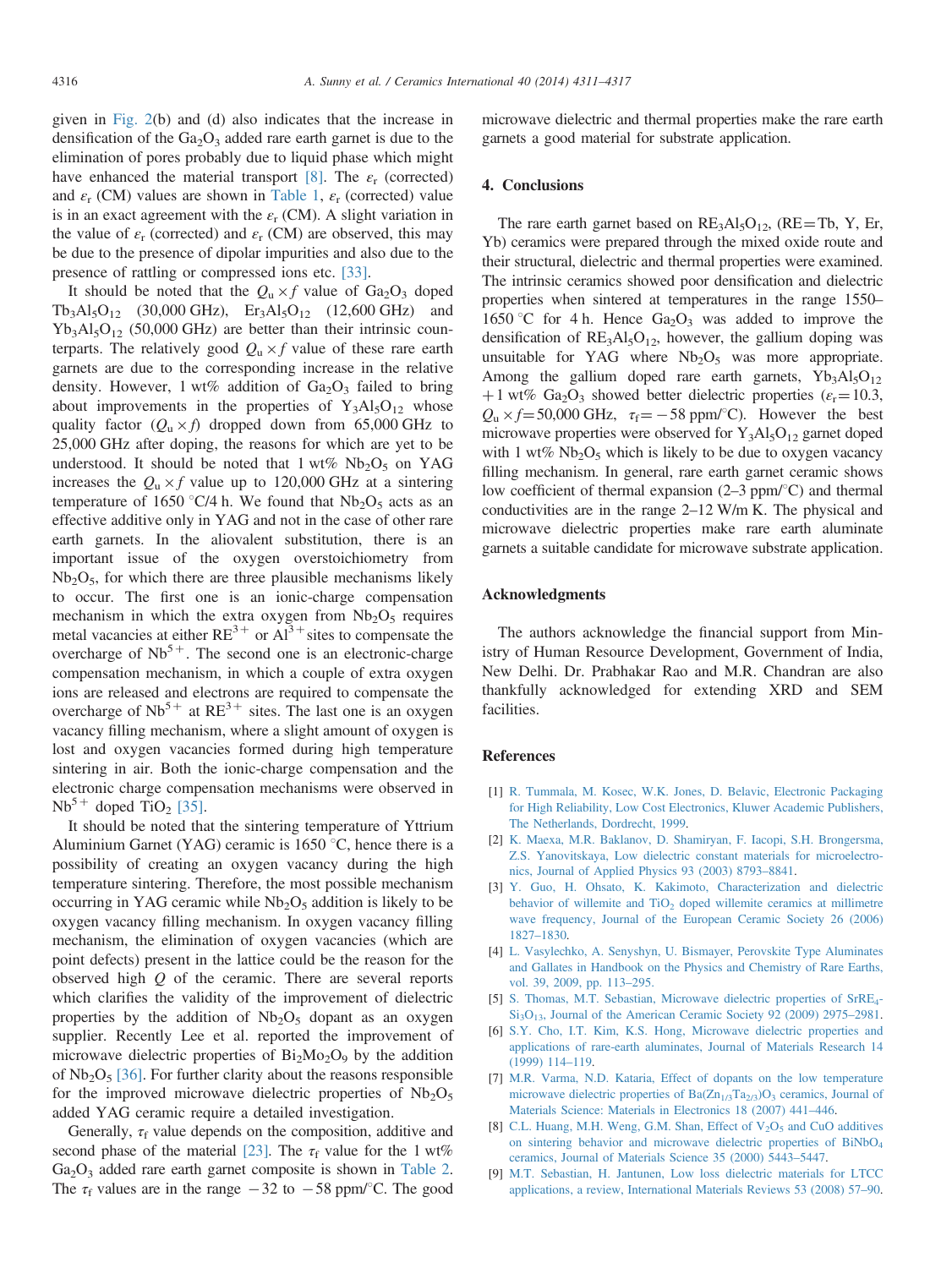given in Fig. 2(b) and (d) also indicates that the increase in densification of the $Ga_2O_3$ added rare earth garnet is due to the elimination of pores probably due to liquid phase which might have enhanced the material transport [8]. The $\varepsilon_r$ (corrected) and $\varepsilon_r$ (CM) values are shown in Table 1, $\varepsilon_r$ (corrected) value is in an exact agreement with the $\varepsilon_r$ (CM). A slight variation in the value of $\varepsilon_r$ (corrected) and $\varepsilon_r$ (CM) are observed, this may be due to the presence of dipolar impurities and also due to the presence of rattling or compressed ions etc. [33].

It should be noted that the $Q_u \times f$ value of $Ga_2O_3$ doped $Tb_3Al_5O_{12}$ (30,000 GHz), $Er_3Al_5O_{12}$ (12,600 GHz) and $Yb_3Al_5O_{12}$ (50,000 GHz) are better than their intrinsic counterparts. The relatively good $Q_u \times f$ value of these rare earth garnets are due to the corresponding increase in the relative density. However, 1 wt% addition of $Ga_2O_3$ failed to bring about improvements in the properties of $Y_3Al_5O_{12}$ whose quality factor ($Q_u \times f$) dropped down from 65,000 GHz to 25,000 GHz after doping, the reasons for which are yet to be understood. It should be noted that 1 wt% $Nb_2O_5$ on YAG increases the $Q_u \times f$ value up to 120,000 GHz at a sintering temperature of 1650 °C/4 h. We found that $Nb_2O_5$ acts as an effective additive only in YAG and not in the case of other rare earth garnets. In the aliovalent substitution, there is an important issue of the oxygen overstoichiometry from $Nb_2O_5$, for which there are three plausible mechanisms likely to occur. The first one is an ionic-charge compensation mechanism in which the extra oxygen from $Nb_2O_5$ requires metal vacancies at either $RE^{3+}$ or $Al^{3+}$ sites to compensate the overcharge of $Nb^{5+}$. The second one is an electronic-charge compensation mechanism, in which a couple of extra oxygen ions are released and electrons are required to compensate the overcharge of $Nb^{5+}$ at $RE^{3+}$ sites. The last one is an oxygen vacancy filling mechanism, where a slight amount of oxygen is lost and oxygen vacancies formed during high temperature sintering in air. Both the ionic-charge compensation and the electronic charge compensation mechanisms were observed in $Nb^{5+}$ doped $TiO_2$ [35].

It should be noted that the sintering temperature of Yttrium Aluminium Garnet (YAG) ceramic is 1650 °C, hence there is a possibility of creating an oxygen vacancy during the high temperature sintering. Therefore, the most possible mechanism occurring in YAG ceramic while $Nb_2O_5$ addition is likely to be oxygen vacancy filling mechanism. In oxygen vacancy filling mechanism, the elimination of oxygen vacancies (which are point defects) present in the lattice could be the reason for the observed high $Q$ of the ceramic. There are several reports which clarifies the validity of the improvement of dielectric properties by the addition of $Nb_2O_5$ dopant as an oxygen supplier. Recently Lee et al. reported the improvement of microwave dielectric properties of $Bi_2Mo_2O_9$ by the addition of $Nb_2O_5$ [36]. For further clarity about the reasons responsible for the improved microwave dielectric properties of $Nb_2O_5$ added YAG ceramic require a detailed investigation.

Generally, $\tau_f$ value depends on the composition, additive and second phase of the material [23]. The $\tau_f$ value for the 1 wt% $Ga_2O_3$ added rare earth garnet composite is shown in Table 2. The $\tau_f$ values are in the range −32 to −58 ppm/°C. The good microwave dielectric and thermal properties make the rare earth garnets a good material for substrate application.

## 4. Conclusions

The rare earth garnet based on $RE_3Al_5O_{12}$, (RE=Tb, Y, Er, Yb) ceramics were prepared through the mixed oxide route and their structural, dielectric and thermal properties were examined. The intrinsic ceramics showed poor densification and dielectric properties when sintered at temperatures in the range 1550–1650 °C for 4 h. Hence $Ga_2O_3$ was added to improve the densification of $RE_3Al_5O_{12}$, however, the gallium doping was unsuitable for YAG where $Nb_2O_5$ was more appropriate. Among the gallium doped rare earth garnets, $Yb_3Al_5O_{12}$ + 1 wt% $Ga_2O_3$ showed better dielectric properties ($\varepsilon_r$=10.3, $Q_u \times f$=50,000 GHz, $\tau_f$= −58 ppm/°C). However the best microwave properties were observed for $Y_3Al_5O_{12}$ garnet doped with 1 wt% $Nb_2O_5$ which is likely to be due to oxygen vacancy filling mechanism. In general, rare earth garnet ceramic shows low coefficient of thermal expansion (2–3 ppm/°C) and thermal conductivities are in the range 2–12 W/m K. The physical and microwave dielectric properties make rare earth aluminate garnets a suitable candidate for microwave substrate application.

## Acknowledgments

The authors acknowledge the financial support from Ministry of Human Resource Development, Government of India, New Delhi. Dr. Prabhakar Rao and M.R. Chandran are also thankfully acknowledged for extending XRD and SEM facilities.

## References

[1] R. Tummala, M. Kosec, W.K. Jones, D. Belavic, Electronic Packaging for High Reliability, Low Cost Electronics, Kluwer Academic Publishers, The Netherlands, Dordrecht, 1999.

[2] K. Maexa, M.R. Baklanov, D. Shamiryan, F. Iacopi, S.H. Brongersma, Z.S. Yanovitskaya, Low dielectric constant materials for microelectronics, Journal of Applied Physics 93 (2003) 8793–8841.

[3] Y. Guo, H. Ohsato, K. Kakimoto, Characterization and dielectric behavior of willemite and $TiO_2$ doped willemite ceramics at millimetre wave frequency, Journal of the European Ceramic Society 26 (2006) 1827–1830.

[4] L. Vasylechko, A. Senyshyn, U. Bismayer, Perovskite Type Aluminates and Gallates in Handbook on the Physics and Chemistry of Rare Earths, vol. 39, 2009, pp. 113–295.

[5] S. Thomas, M.T. Sebastian, Microwave dielectric properties of $SrRE_4Si_3O_{13}$, Journal of the American Ceramic Society 92 (2009) 2975–2981.

[6] S.Y. Cho, I.T. Kim, K.S. Hong, Microwave dielectric properties and applications of rare-earth aluminates, Journal of Materials Research 14 (1999) 114–119.

[7] M.R. Varma, N.D. Kataria, Effect of dopants on the low temperature microwave dielectric properties of $Ba(Zn_{1/3}Ta_{2/3})O_3$ ceramics, Journal of Materials Science: Materials in Electronics 18 (2007) 441–446.

[8] C.L. Huang, M.H. Weng, G.M. Shan, Effect of $V_2O_5$ and CuO additives on sintering behavior and microwave dielectric properties of $BiNbO_4$ ceramics, Journal of Materials Science 35 (2000) 5443–5447.

[9] M.T. Sebastian, H. Jantunen, Low loss dielectric materials for LTCC applications, a review, International Materials Reviews 53 (2008) 57–90.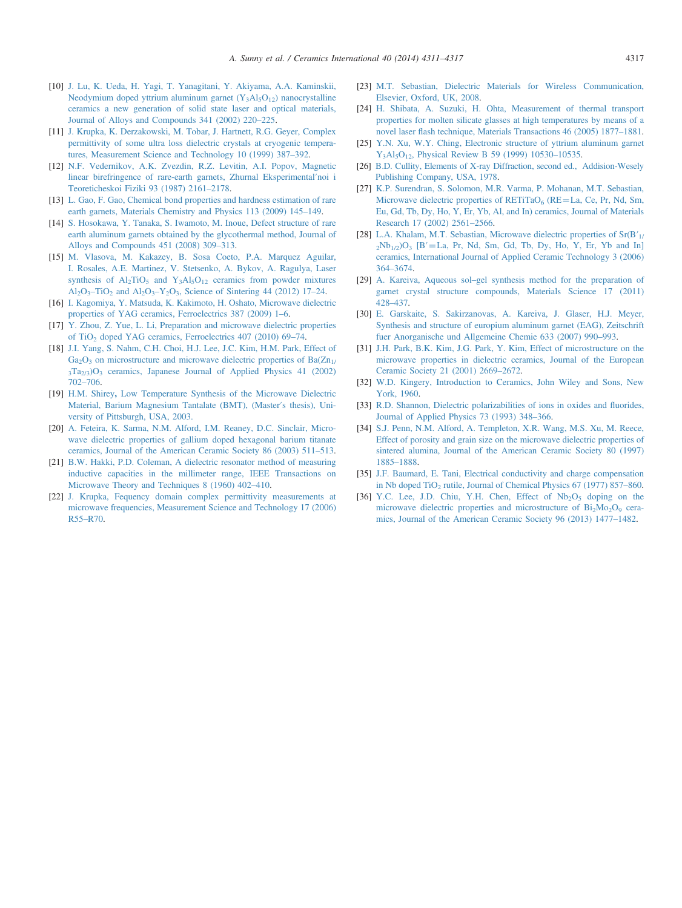[10] J. Lu, K. Ueda, H. Yagi, T. Yanagitani, Y. Akiyama, A.A. Kaminskii, Neodymium doped yttrium aluminum garnet ($Y_3Al_5O_{12}$) nanocrystalline ceramics a new generation of solid state laser and optical materials, Journal of Alloys and Compounds 341 (2002) 220–225.

[11] J. Krupka, K. Derzakowski, M. Tobar, J. Hartnett, R.G. Geyer, Complex permittivity of some ultra loss dielectric crystals at cryogenic temperatures, Measurement Science and Technology 10 (1999) 387–392.

[12] N.F. Vedernikov, A.K. Zvezdin, R.Z. Levitin, A.I. Popov, Magnetic linear birefringence of rare-earth garnets, Zhurnal Eksperimental'noi i Teoreticheskoi Fiziki 93 (1987) 2161–2178.

[13] L. Gao, F. Gao, Chemical bond properties and hardness estimation of rare earth garnets, Materials Chemistry and Physics 113 (2009) 145–149.

[14] S. Hosokawa, Y. Tanaka, S. Iwamoto, M. Inoue, Defect structure of rare earth aluminum garnets obtained by the glycothermal method, Journal of Alloys and Compounds 451 (2008) 309–313.

[15] M. Vlasova, M. Kakazey, B. Sosa Coeto, P.A. Marquez Aguilar, I. Rosales, A.E. Martinez, V. Stetsenko, A. Bykov, A. Ragulya, Laser synthesis of $Al_2TiO_5$ and $Y_3Al_5O_{12}$ ceramics from powder mixtures $Al_2O_3$–$TiO_2$ and $Al_2O_3$–$Y_2O_3$, Science of Sintering 44 (2012) 17–24.

[16] I. Kagomiya, Y. Matsuda, K. Kakimoto, H. Oshato, Microwave dielectric properties of YAG ceramics, Ferroelectrics 387 (2009) 1–6.

[17] Y. Zhou, Z. Yue, L. Li, Preparation and microwave dielectric properties of $TiO_2$ doped YAG ceramics, Ferroelectrics 407 (2010) 69–74.

[18] J.I. Yang, S. Nahm, C.H. Choi, H.J. Lee, J.C. Kim, H.M. Park, Effect of $Ga_2O_3$ on microstructure and microwave dielectric properties of $Ba(Zn_{1/3}Ta_{2/3})O_3$ ceramics, Japanese Journal of Applied Physics 41 (2002) 702–706.

[19] H.M. Shirey, Low Temperature Synthesis of the Microwave Dielectric Material, Barium Magnesium Tantalate (BMT), (Master's thesis), University of Pittsburgh, USA, 2003.

[20] A. Feteira, K. Sarma, N.M. Alford, I.M. Reaney, D.C. Sinclair, Microwave dielectric properties of gallium doped hexagonal barium titanate ceramics, Journal of the American Ceramic Society 86 (2003) 511–513.

[21] B.W. Hakki, P.D. Coleman, A dielectric resonator method of measuring inductive capacities in the millimeter range, IEEE Transactions on Microwave Theory and Techniques 8 (1960) 402–410.

[22] J. Krupka, Fequency domain complex permittivity measurements at microwave frequencies, Measurement Science and Technology 17 (2006) R55–R70.

[23] M.T. Sebastian, Dielectric Materials for Wireless Communication, Elsevier, Oxford, UK, 2008.

[24] H. Shibata, A. Suzuki, H. Ohta, Measurement of thermal transport properties for molten silicate glasses at high temperatures by means of a novel laser flash technique, Materials Transactions 46 (2005) 1877–1881.

[25] Y.N. Xu, W.Y. Ching, Electronic structure of yttrium aluminum garnet $Y_3Al_5O_{12}$, Physical Review B 59 (1999) 10530–10535.

[26] B.D. Cullity, Elements of X-ray Diffraction, second ed., Addision-Wesely Publishing Company, USA, 1978.

[27] K.P. Surendran, S. Solomon, M.R. Varma, P. Mohanan, M.T. Sebastian, Microwave dielectric properties of $RETiTaO_6$ (RE=La, Ce, Pr, Nd, Sm, Eu, Gd, Tb, Dy, Ho, Y, Er, Yb, Al, and In) ceramics, Journal of Materials Research 17 (2002) 2561–2566.

[28] L.A. Khalam, M.T. Sebastian, Microwave dielectric properties of $Sr(B'_{1/2}Nb_{1/2})O_3$ [B'=La, Pr, Nd, Sm, Gd, Tb, Dy, Ho, Y, Er, Yb and In] ceramics, International Journal of Applied Ceramic Technology 3 (2006) 364–3674.

[29] A. Kareiva, Aqueous sol–gel synthesis method for the preparation of garnet crystal structure compounds, Materials Science 17 (2011) 428–437.

[30] E. Garskaite, S. Sakirzanovas, A. Kareiva, J. Glaser, H.J. Meyer, Synthesis and structure of europium aluminum garnet (EAG), Zeitschrift fuer Anorganische und Allgemeine Chemie 633 (2007) 990–993.

[31] J.H. Park, B.K. Kim, J.G. Park, Y. Kim, Effect of microstructure on the microwave properties in dielectric ceramics, Journal of the European Ceramic Society 21 (2001) 2669–2672.

[32] W.D. Kingery, Introduction to Ceramics, John Wiley and Sons, New York, 1960.

[33] R.D. Shannon, Dielectric polarizabilities of ions in oxides and fluorides, Journal of Applied Physics 73 (1993) 348–366.

[34] S.J. Penn, N.M. Alford, A. Templeton, X.R. Wang, M.S. Xu, M. Reece, Effect of porosity and grain size on the microwave dielectric properties of sintered alumina, Journal of the American Ceramic Society 80 (1997) 1885–1888.

[35] J.F. Baumard, E. Tani, Electrical conductivity and charge compensation in Nb doped $TiO_2$ rutile, Journal of Chemical Physics 67 (1977) 857–860.

[36] Y.C. Lee, J.D. Chiu, Y.H. Chen, Effect of $Nb_2O_5$ doping on the microwave dielectric properties and microstructure of $Bi_2Mo_2O_9$ ceramics, Journal of the American Ceramic Society 96 (2013) 1477–1482.